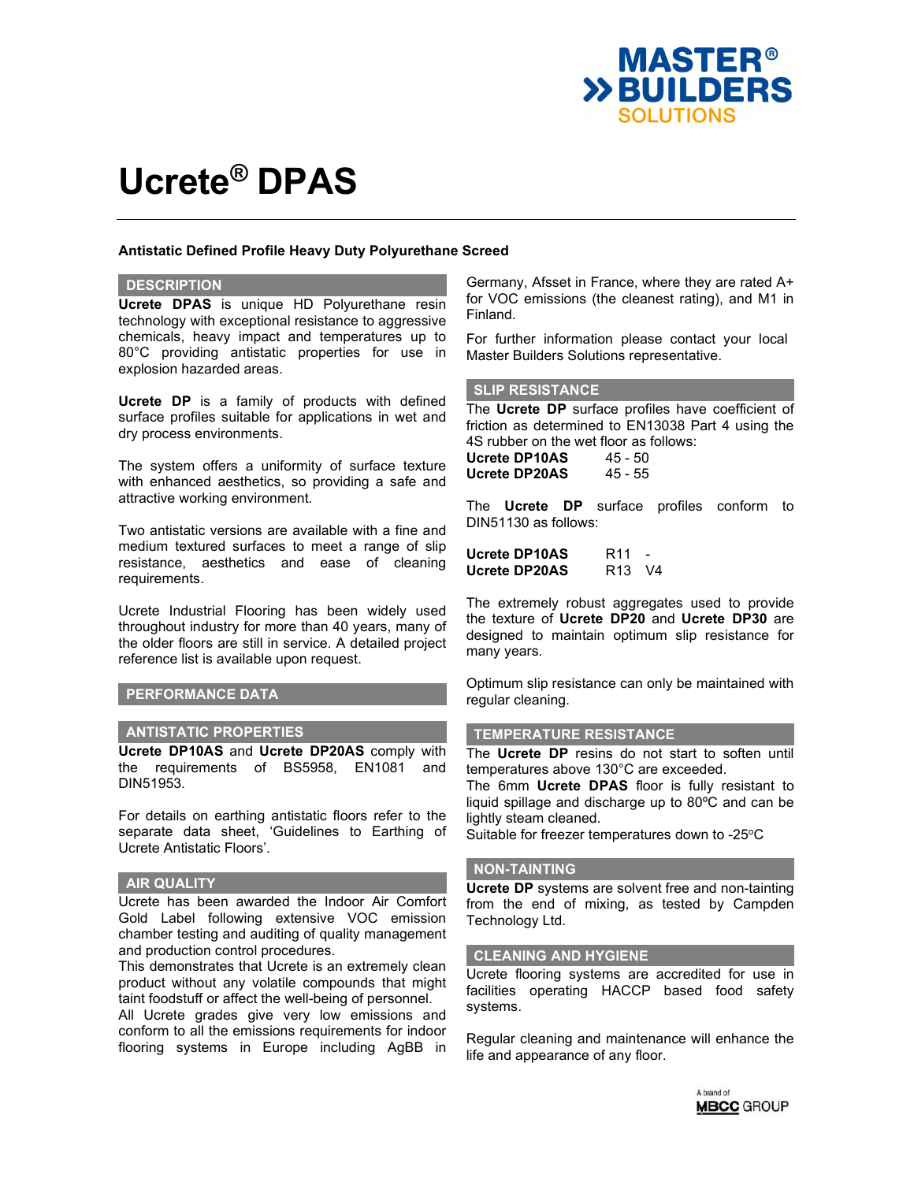# Ucrete® DPAS

**Antistatic Defined Profile Heavy Duty Polyurethane Screed**

## DESCRIPTION

**Ucrete DPAS** is unique HD Polyurethane resin technology with exceptional resistance to aggressive chemicals, heavy impact and temperatures up to 80°C providing antistatic properties for use in explosion hazarded areas.

**Ucrete DP** is a family of products with defined surface profiles suitable for applications in wet and dry process environments.

The system offers a uniformity of surface texture with enhanced aesthetics, so providing a safe and attractive working environment.

Two antistatic versions are available with a fine and medium textured surfaces to meet a range of slip resistance, aesthetics and ease of cleaning requirements.

Ucrete Industrial Flooring has been widely used throughout industry for more than 40 years, many of the older floors are still in service. A detailed project reference list is available upon request.

## PERFORMANCE DATA

## ANTISTATIC PROPERTIES

**Ucrete DP10AS** and **Ucrete DP20AS** comply with the requirements of BS5958, EN1081 and DIN51953.

For details on earthing antistatic floors refer to the separate data sheet, 'Guidelines to Earthing of Ucrete Antistatic Floors'.

## AIR QUALITY

Ucrete has been awarded the Indoor Air Comfort Gold Label following extensive VOC emission chamber testing and auditing of quality management and production control procedures.

This demonstrates that Ucrete is an extremely clean product without any volatile compounds that might taint foodstuff or affect the well-being of personnel.

All Ucrete grades give very low emissions and conform to all the emissions requirements for indoor flooring systems in Europe including AgBB in Germany, Afsset in France, where they are rated A+ for VOC emissions (the cleanest rating), and M1 in Finland.

For further information please contact your local Master Builders Solutions representative.

## SLIP RESISTANCE

The **Ucrete DP** surface profiles have coefficient of friction as determined to EN13038 Part 4 using the 4S rubber on the wet floor as follows:

| | |
|---|---|
| **Ucrete DP10AS** | 45 - 50 |
| **Ucrete DP20AS** | 45 - 55 |

The **Ucrete DP** surface profiles conform to DIN51130 as follows:

| | | |
|---|---|---|
| **Ucrete DP10AS** | R11 | - |
| **Ucrete DP20AS** | R13 | V4 |

The extremely robust aggregates used to provide the texture of **Ucrete DP20** and **Ucrete DP30** are designed to maintain optimum slip resistance for many years.

Optimum slip resistance can only be maintained with regular cleaning.

## TEMPERATURE RESISTANCE

The **Ucrete DP** resins do not start to soften until temperatures above 130°C are exceeded.

The 6mm **Ucrete DPAS** floor is fully resistant to liquid spillage and discharge up to 80ºC and can be lightly steam cleaned.

Suitable for freezer temperatures down to -25ºC

## NON-TAINTING

**Ucrete DP** systems are solvent free and non-tainting from the end of mixing, as tested by Campden Technology Ltd.

## CLEANING AND HYGIENE

Ucrete flooring systems are accredited for use in facilities operating HACCP based food safety systems.

Regular cleaning and maintenance will enhance the life and appearance of any floor.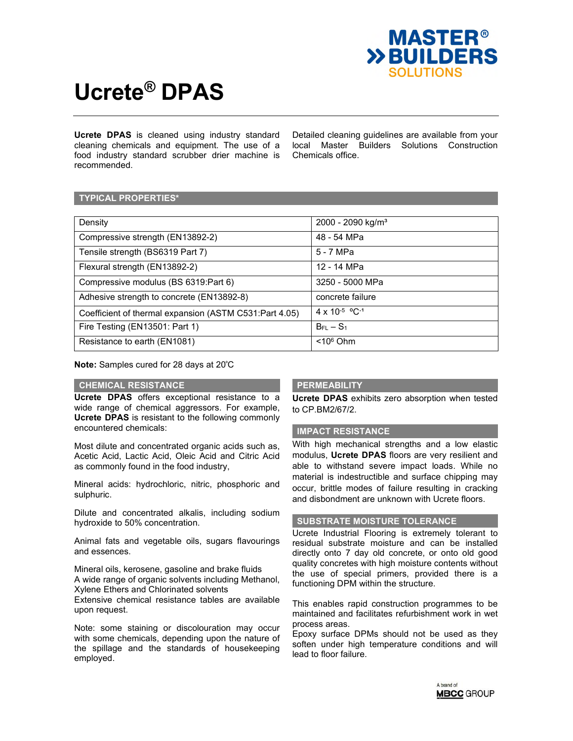# Ucrete® DPAS

**Ucrete DPAS** is cleaned using industry standard cleaning chemicals and equipment. The use of a food industry standard scrubber drier machine is recommended.

Detailed cleaning guidelines are available from your local Master Builders Solutions Construction Chemicals office.

## TYPICAL PROPERTIES*

| Property | Value |
|---|---|
| Density | 2000 - 2090 kg/m³ |
| Compressive strength (EN13892-2) | 48 - 54 MPa |
| Tensile strength (BS6319 Part 7) | 5 - 7 MPa |
| Flexural strength (EN13892-2) | 12 - 14 MPa |
| Compressive modulus (BS 6319:Part 6) | 3250 - 5000 MPa |
| Adhesive strength to concrete (EN13892-8) | concrete failure |
| Coefficient of thermal expansion (ASTM C531:Part 4.05) | $4 \times 10^{-5}$ °C$^{-1}$ |
| Fire Testing (EN13501: Part 1) | $B_{FL} – S_1$ |
| Resistance to earth (EN1081) | $<10^6$ Ohm |

**Note:** Samples cured for 28 days at 20˚C

## CHEMICAL RESISTANCE

**Ucrete DPAS** offers exceptional resistance to a wide range of chemical aggressors. For example, **Ucrete DPAS** is resistant to the following commonly encountered chemicals:

Most dilute and concentrated organic acids such as, Acetic Acid, Lactic Acid, Oleic Acid and Citric Acid as commonly found in the food industry,

Mineral acids: hydrochloric, nitric, phosphoric and sulphuric.

Dilute and concentrated alkalis, including sodium hydroxide to 50% concentration.

Animal fats and vegetable oils, sugars flavourings and essences.

Mineral oils, kerosene, gasoline and brake fluids
A wide range of organic solvents including Methanol, Xylene Ethers and Chlorinated solvents
Extensive chemical resistance tables are available upon request.

Note: some staining or discolouration may occur with some chemicals, depending upon the nature of the spillage and the standards of housekeeping employed.

## PERMEABILITY

**Ucrete DPAS** exhibits zero absorption when tested to CP.BM2/67/2.

## IMPACT RESISTANCE

With high mechanical strengths and a low elastic modulus, **Ucrete DPAS** floors are very resilient and able to withstand severe impact loads. While no material is indestructible and surface chipping may occur, brittle modes of failure resulting in cracking and disbondment are unknown with Ucrete floors.

## SUBSTRATE MOISTURE TOLERANCE

Ucrete Industrial Flooring is extremely tolerant to residual substrate moisture and can be installed directly onto 7 day old concrete, or onto old good quality concretes with high moisture contents without the use of special primers, provided there is a functioning DPM within the structure.

This enables rapid construction programmes to be maintained and facilitates refurbishment work in wet process areas.
Epoxy surface DPMs should not be used as they soften under high temperature conditions and will lead to floor failure.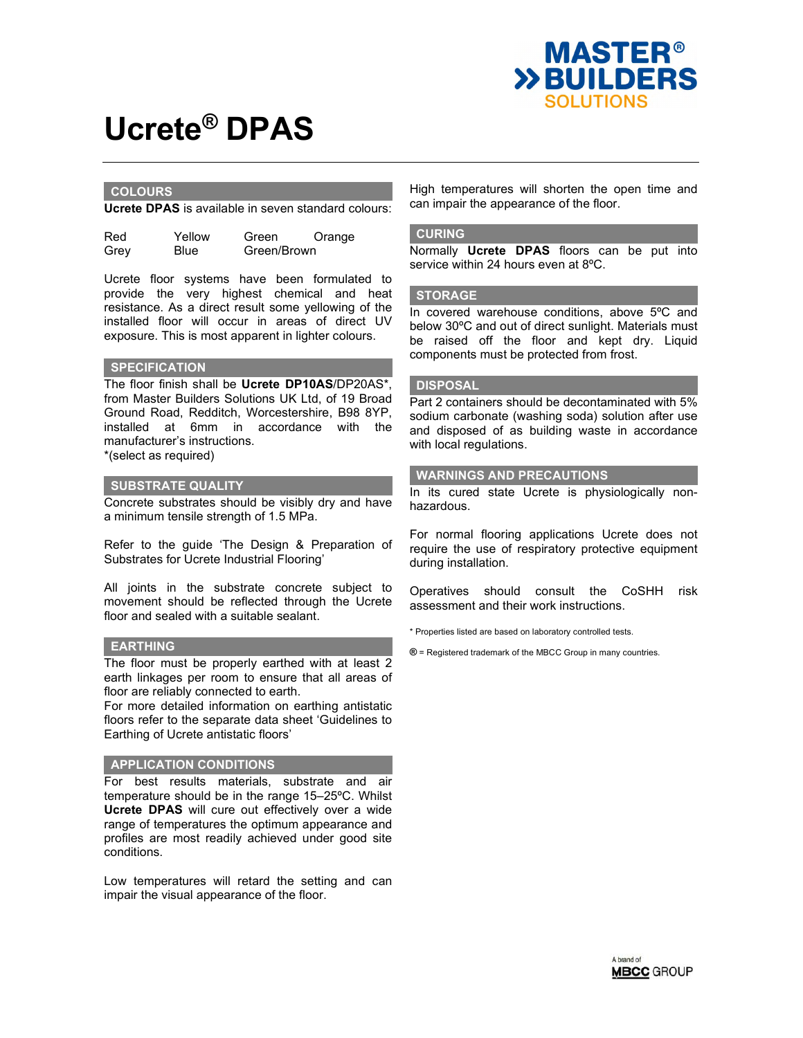# Ucrete® DPAS

## COLOURS

**Ucrete DPAS** is available in seven standard colours:

| Red | Yellow | Green | Orange |
|---|---|---|---|
| Grey | Blue | Green/Brown | |

Ucrete floor systems have been formulated to provide the very highest chemical and heat resistance. As a direct result some yellowing of the installed floor will occur in areas of direct UV exposure. This is most apparent in lighter colours.

## SPECIFICATION

The floor finish shall be **Ucrete DP10AS**/DP20AS*, from Master Builders Solutions UK Ltd, of 19 Broad Ground Road, Redditch, Worcestershire, B98 8YP, installed at 6mm in accordance with the manufacturer's instructions.
*(select as required)

## SUBSTRATE QUALITY

Concrete substrates should be visibly dry and have a minimum tensile strength of 1.5 MPa.

Refer to the guide 'The Design & Preparation of Substrates for Ucrete Industrial Flooring'

All joints in the substrate concrete subject to movement should be reflected through the Ucrete floor and sealed with a suitable sealant.

## EARTHING

The floor must be properly earthed with at least 2 earth linkages per room to ensure that all areas of floor are reliably connected to earth.
For more detailed information on earthing antistatic floors refer to the separate data sheet 'Guidelines to Earthing of Ucrete antistatic floors'

## APPLICATION CONDITIONS

For best results materials, substrate and air temperature should be in the range 15–25ºC. Whilst **Ucrete DPAS** will cure out effectively over a wide range of temperatures the optimum appearance and profiles are most readily achieved under good site conditions.

Low temperatures will retard the setting and can impair the visual appearance of the floor.

High temperatures will shorten the open time and can impair the appearance of the floor.

## CURING

Normally **Ucrete DPAS** floors can be put into service within 24 hours even at 8ºC.

## STORAGE

In covered warehouse conditions, above 5ºC and below 30ºC and out of direct sunlight. Materials must be raised off the floor and kept dry. Liquid components must be protected from frost.

## DISPOSAL

Part 2 containers should be decontaminated with 5% sodium carbonate (washing soda) solution after use and disposed of as building waste in accordance with local regulations.

## WARNINGS AND PRECAUTIONS

In its cured state Ucrete is physiologically non-hazardous.

For normal flooring applications Ucrete does not require the use of respiratory protective equipment during installation.

Operatives should consult the CoSHH risk assessment and their work instructions.

* Properties listed are based on laboratory controlled tests.

® = Registered trademark of the MBCC Group in many countries.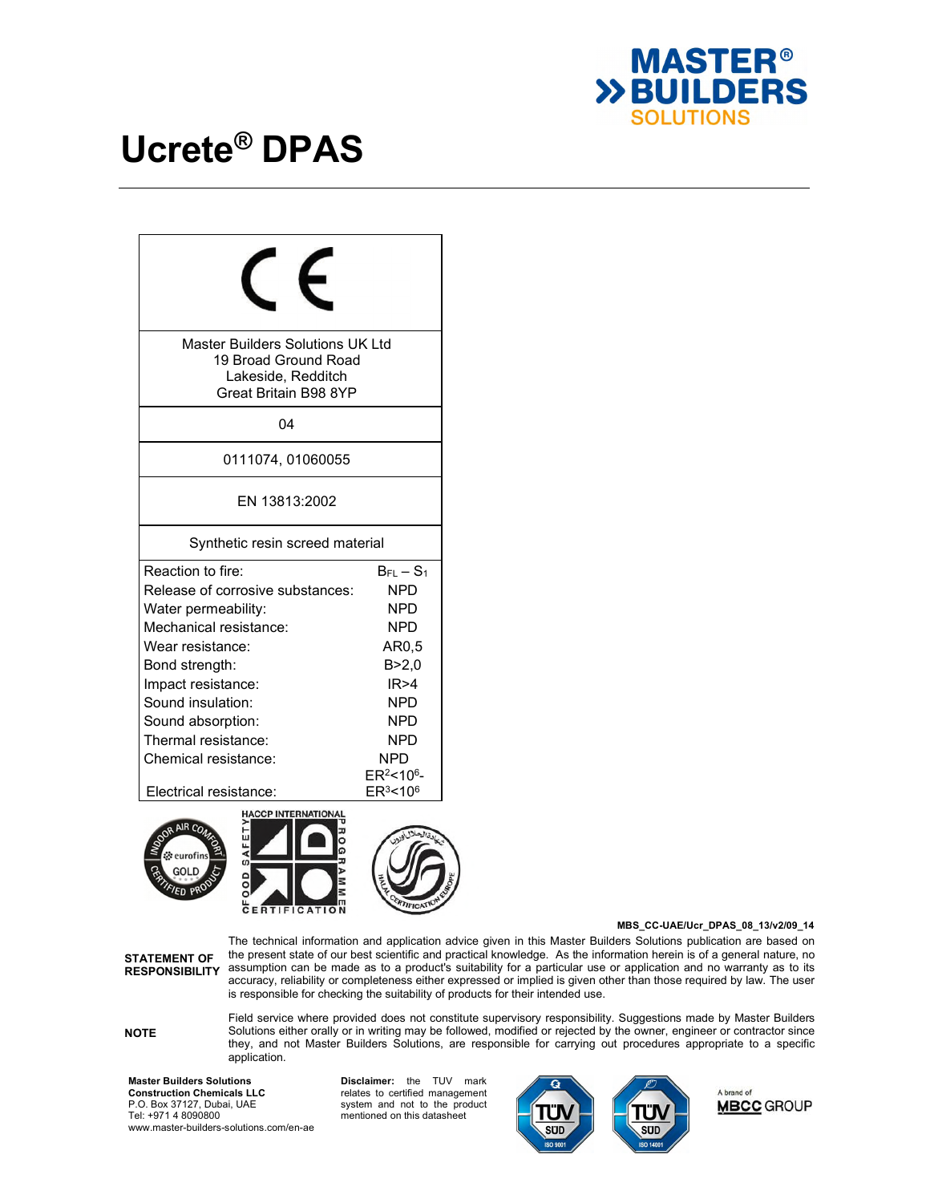# Ucrete® DPAS

| |
|---|
| CE |
| Master Builders Solutions UK Ltd<br>19 Broad Ground Road<br>Lakeside, Redditch<br>Great Britain B98 8YP |
| 04 |
| 0111074, 01060055 |
| EN 13813:2002 |
| Synthetic resin screed material |

| | |
|---|---|
| Reaction to fire: | $B_{FL} - S_1$ |
| Release of corrosive substances: | NPD |
| Water permeability: | NPD |
| Mechanical resistance: | NPD |
| Wear resistance: | AR0,5 |
| Bond strength: | B>2,0 |
| Impact resistance: | IR>4 |
| Sound insulation: | NPD |
| Sound absorption: | NPD |
| Thermal resistance: | NPD |
| Chemical resistance: | NPD |
| Electrical resistance: | $ER^2<10^6$-<br>$ER^3<10^6$ |

MBS_CC-UAE/Ucr_DPAS_08_13/v2/09_14

**STATEMENT OF RESPONSIBILITY**

The technical information and application advice given in this Master Builders Solutions publication are based on the present state of our best scientific and practical knowledge. As the information herein is of a general nature, no assumption can be made as to a product's suitability for a particular use or application and no warranty as to its accuracy, reliability or completeness either expressed or implied is given other than those required by law. The user is responsible for checking the suitability of products for their intended use.

**NOTE**

Field service where provided does not constitute supervisory responsibility. Suggestions made by Master Builders Solutions either orally or in writing may be followed, modified or rejected by the owner, engineer or contractor since they, and not Master Builders Solutions, are responsible for carrying out procedures appropriate to a specific application.

**Master Builders Solutions**
**Construction Chemicals LLC**
P.O. Box 37127, Dubai, UAE
Tel: +971 4 8090800
www.master-builders-solutions.com/en-ae

**Disclaimer:** the TUV mark relates to certified management system and not to the product mentioned on this datasheet

A brand of MBCC GROUP